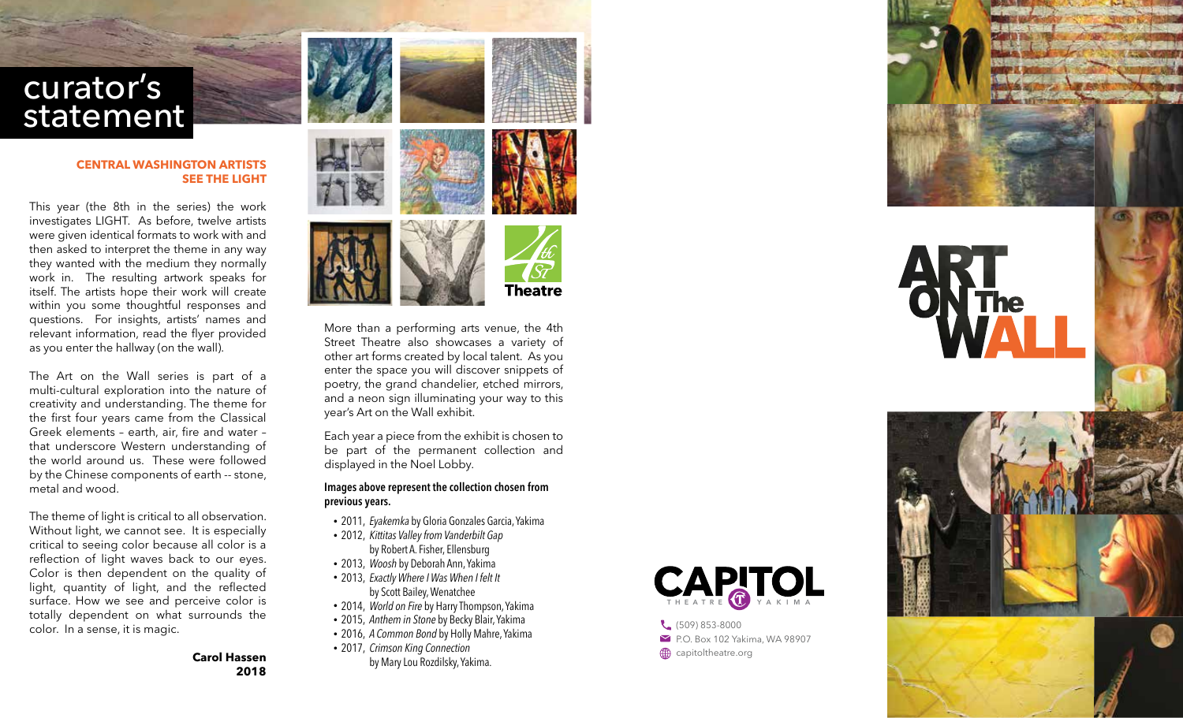# curator's statement

**CENTRAL WASHINGTON ARTISTS SEE THE LIGHT**

This year (the 8th in the series) the work investigates LIGHT. As before, twelve artists were given identical formats to work with and then asked to interpret the theme in any way they wanted with the medium they normally work in. The resulting artwork speaks for itself. The artists hope their work will create within you some thoughtful responses and questions. For insights, artists' names and relevant information, read the flyer provided as you enter the hallway (on the wall).

The Art on the Wall series is part of a multi-cultural exploration into the nature of creativity and understanding. The theme for the first four years came from the Classical Greek elements – earth, air, fire and water – that underscore Western understanding of the world around us. These were followed by the Chinese components of earth -- stone, metal and wood.

The theme of light is critical to all observation. Without light, we cannot see. It is especially critical to seeing color because all color is a reflection of light waves back to our eyes. Color is then dependent on the quality of light, quantity of light, and the reflected surface. How we see and perceive color is totally dependent on what surrounds the color. In a sense, it is magic.

**Carol Hassen**
**2018**

4th St Theatre

More than a performing arts venue, the 4th Street Theatre also showcases a variety of other art forms created by local talent. As you enter the space you will discover snippets of poetry, the grand chandelier, etched mirrors, and a neon sign illuminating your way to this year's Art on the Wall exhibit.

Each year a piece from the exhibit is chosen to be part of the permanent collection and displayed in the Noel Lobby.

**Images above represent the collection chosen from previous years.**

- 2011, *Eyakemka* by Gloria Gonzales Garcia, Yakima
- 2012, *Kittitas Valley from Vanderbilt Gap* by Robert A. Fisher, Ellensburg
- 2013, *Woosh* by Deborah Ann, Yakima
- 2013, *Exactly Where I Was When I felt It* by Scott Bailey, Wenatchee
- 2014, *World on Fire* by Harry Thompson, Yakima
- 2015, *Anthem in Stone* by Becky Blair, Yakima
- 2016, *A Common Bond* by Holly Mahre, Yakima
- 2017, *Crimson King Connection* by Mary Lou Rozdilsky, Yakima.

CAPITOL THEATRE YAKIMA

(509) 853-8000
P.O. Box 102 Yakima, WA 98907
capitoltheatre.org

# ART ON The WALL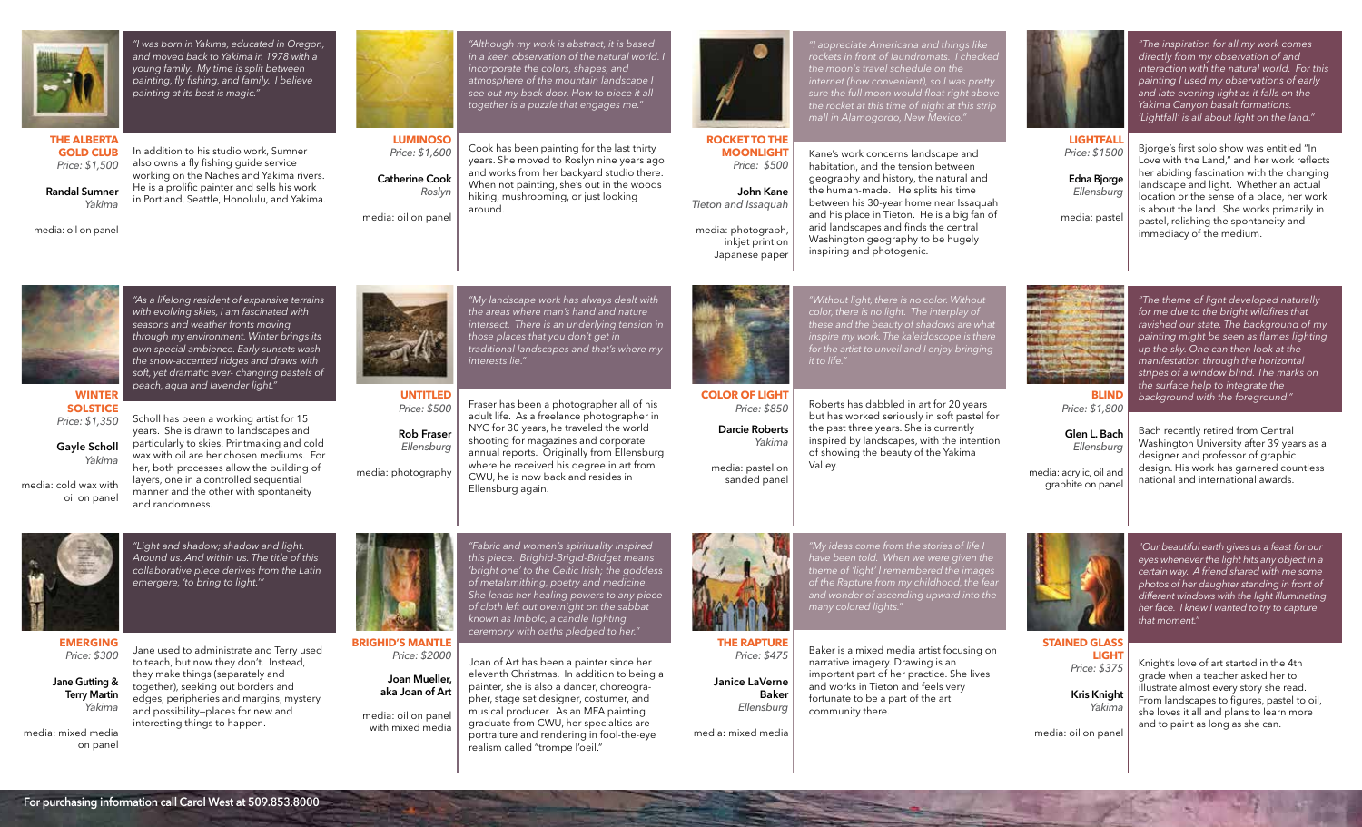**THE ALBERTA GOLD CLUB**
*Price: $1,500*

**Randal Sumner**
*Yakima*

media: oil on panel

*"I was born in Yakima, educated in Oregon, and moved back to Yakima in 1978 with a young family. My time is split between painting, fly fishing, and family. I believe painting at its best is magic."*

In addition to his studio work, Sumner also owns a fly fishing guide service working on the Naches and Yakima rivers. He is a prolific painter and sells his work in Portland, Seattle, Honolulu, and Yakima.

**LUMINOSO**
*Price: $1,600*

**Catherine Cook**
*Roslyn*

media: oil on panel

*"Although my work is abstract, it is based in a keen observation of the natural world. I incorporate the colors, shapes, and atmosphere of the mountain landscape I see out my back door. How to piece it all together is a puzzle that engages me."*

Cook has been painting for the last thirty years. She moved to Roslyn nine years ago and works from her backyard studio there. When not painting, she's out in the woods hiking, mushrooming, or just looking around.

**ROCKET TO THE MOONLIGHT**
*Price: $500*

**John Kane**
*Tieton and Issaquah*

media: photograph, inkjet print on Japanese paper

*"I appreciate Americana and things like rockets in front of laundromats. I checked the moon's travel schedule on the internet (how convenient), so I was pretty sure the full moon would float right above the rocket at this time of night at this strip mall in Alamogordo, New Mexico."*

Kane's work concerns landscape and habitation, and the tension between geography and history, the natural and the human-made. He splits his time between his 30-year home near Issaquah and his place in Tieton. He is a big fan of arid landscapes and finds the central Washington geography to be hugely inspiring and photogenic.

**LIGHTFALL**
*Price: $1500*

**Edna Bjorge**
*Ellensburg*

media: pastel

*"The inspiration for all my work comes directly from my observation of and interaction with the natural world. For this painting I used my observations of early and late evening light as it falls on the Yakima Canyon basalt formations. 'Lightfall' is all about light on the land."*

Bjorge's first solo show was entitled "In Love with the Land," and her work reflects her abiding fascination with the changing landscape and light. Whether an actual location or the sense of a place, her work is about the land. She works primarily in pastel, relishing the spontaneity and immediacy of the medium.

**WINTER SOLSTICE**
*Price: $1,350*

**Gayle Scholl**
*Yakima*

media: cold wax with oil on panel

*"As a lifelong resident of expansive terrains with evolving skies, I am fascinated with seasons and weather fronts moving through my environment. Winter brings its own special ambience. Early sunsets wash the snow-accented ridges and draws with soft, yet dramatic ever- changing pastels of peach, aqua and lavender light."*

Scholl has been a working artist for 15 years. She is drawn to landscapes and particularly to skies. Printmaking and cold wax with oil are her chosen mediums. For her, both processes allow the building of layers, one in a controlled sequential manner and the other with spontaneity and randomness.

**UNTITLED**
*Price: $500*

**Rob Fraser**
*Ellensburg*

media: photography

*"My landscape work has always dealt with the areas where man's hand and nature intersect. There is an underlying tension in those places that you don't get in traditional landscapes and that's where my interests lie."*

Fraser has been a photographer all of his adult life. As a freelance photographer in NYC for 30 years, he traveled the world shooting for magazines and corporate annual reports. Originally from Ellensburg where he received his degree in art from CWU, he is now back and resides in Ellensburg again.

**COLOR OF LIGHT**
*Price: $850*

**Darcie Roberts**
*Yakima*

media: pastel on sanded panel

*"Without light, there is no color. Without color, there is no light. The interplay of these and the beauty of shadows are what inspire my work. The kaleidoscope is there for the artist to unveil and I enjoy bringing it to life."*

Roberts has dabbled in art for 20 years but has worked seriously in soft pastel for the past three years. She is currently inspired by landscapes, with the intention of showing the beauty of the Yakima Valley.

**BLIND**
*Price: $1,800*

**Glen L. Bach**
*Ellensburg*

media: acrylic, oil and graphite on panel

*"The theme of light developed naturally for me due to the bright wildfires that ravished our state. The background of my painting might be seen as flames lighting up the sky. One can then look at the manifestation through the horizontal stripes of a window blind. The marks on the surface help to integrate the background with the foreground."*

Bach recently retired from Central Washington University after 39 years as a designer and professor of graphic design. His work has garnered countless national and international awards.

**EMERGING**
*Price: $300*

**Jane Gutting & Terry Martin**
*Yakima*

media: mixed media on panel

*"Light and shadow; shadow and light. Around us. And within us. The title of this collaborative piece derives from the Latin emergere, 'to bring to light.'"*

Jane used to administrate and Terry used to teach, but now they don't. Instead, they make things (separately and together), seeking out borders and edges, peripheries and margins, mystery and possibility—places for new and interesting things to happen.

**BRIGHID'S MANTLE**
*Price: $2000*

**Joan Mueller, aka Joan of Art**

media: oil on panel with mixed media

*"Fabric and women's spirituality inspired this piece. Brighid-Brigid-Bridget means 'bright one' to the Celtic Irish; the goddess of metalsmithing, poetry and medicine. She lends her healing powers to any piece of cloth left out overnight on the sabbat known as Imbolc, a candle lighting ceremony with oaths pledged to her."*

Joan of Art has been a painter since her eleventh Christmas. In addition to being a painter, she is also a dancer, choreographer, stage set designer, costumer, and musical producer. As an MFA painting graduate from CWU, her specialties are portraiture and rendering in fool-the-eye realism called "trompe l'oeil."

**THE RAPTURE**
*Price: $475*

**Janice LaVerne Baker**
*Ellensburg*

media: mixed media

*"My ideas come from the stories of life I have been told. When we were given the theme of 'light' I remembered the images of the Rapture from my childhood, the fear and wonder of ascending upward into the many colored lights."*

Baker is a mixed media artist focusing on narrative imagery. Drawing is an important part of her practice. She lives and works in Tieton and feels very fortunate to be a part of the art community there.

**STAINED GLASS LIGHT**
*Price: $375*

**Kris Knight**
*Yakima*

media: oil on panel

*"Our beautiful earth gives us a feast for our eyes whenever the light hits any object in a certain way. A friend shared with me some photos of her daughter standing in front of different windows with the light illuminating her face. I knew I wanted to try to capture that moment."*

Knight's love of art started in the 4th grade when a teacher asked her to illustrate almost every story she read. From landscapes to figures, pastel to oil, she loves it all and plans to learn more and to paint as long as she can.

**For purchasing information call Carol West at 509.853.8000**